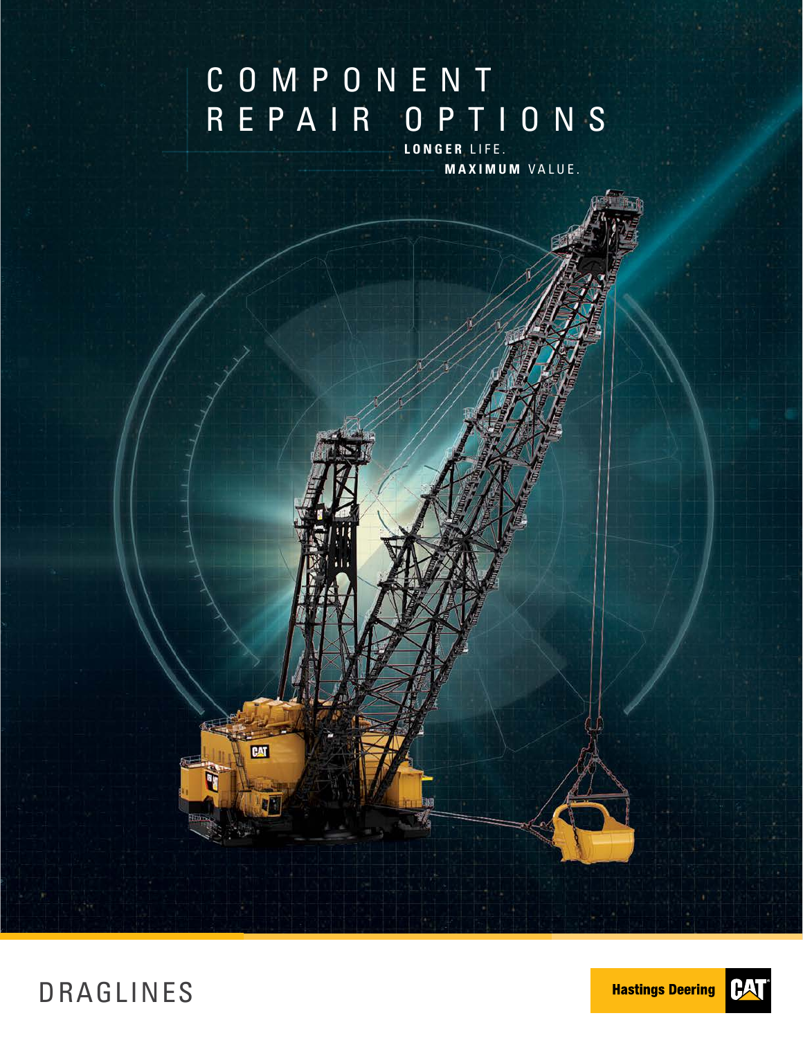# COMPONENT REPAIR OPTIONS

**LONGER** LIFE.

**MAXIMUM** VALUE.

DRAGLINES

Hastings Deering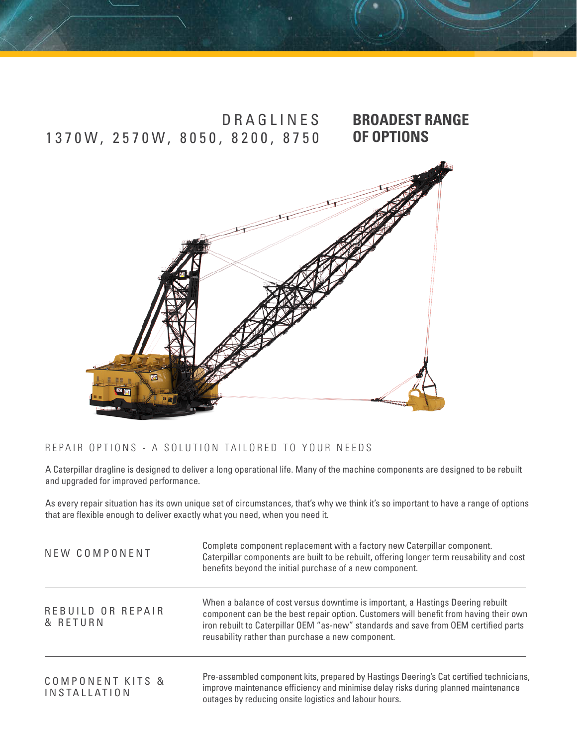## DRAGLINES
## 1370W, 2570W, 8050, 8200, 8750

## BROADEST RANGE OF OPTIONS

### REPAIR OPTIONS - A SOLUTION TAILORED TO YOUR NEEDS

A Caterpillar dragline is designed to deliver a long operational life. Many of the machine components are designed to be rebuilt and upgraded for improved performance.

As every repair situation has its own unique set of circumstances, that's why we think it's so important to have a range of options that are flexible enough to deliver exactly what you need, when you need it.

| | |
|---|---|
| NEW COMPONENT | Complete component replacement with a factory new Caterpillar component. Caterpillar components are built to be rebuilt, offering longer term reusability and cost benefits beyond the initial purchase of a new component. |
| REBUILD OR REPAIR & RETURN | When a balance of cost versus downtime is important, a Hastings Deering rebuilt component can be the best repair option. Customers will benefit from having their own iron rebuilt to Caterpillar OEM "as-new" standards and save from OEM certified parts reusability rather than purchase a new component. |
| COMPONENT KITS & INSTALLATION | Pre-assembled component kits, prepared by Hastings Deering's Cat certified technicians, improve maintenance efficiency and minimise delay risks during planned maintenance outages by reducing onsite logistics and labour hours. |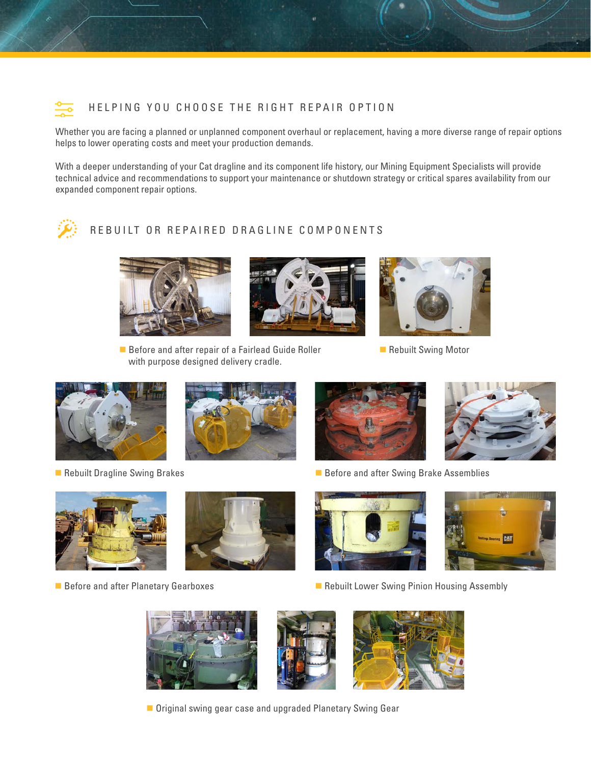## HELPING YOU CHOOSE THE RIGHT REPAIR OPTION

Whether you are facing a planned or unplanned component overhaul or replacement, having a more diverse range of repair options helps to lower operating costs and meet your production demands.

With a deeper understanding of your Cat dragline and its component life history, our Mining Equipment Specialists will provide technical advice and recommendations to support your maintenance or shutdown strategy or critical spares availability from our expanded component repair options.

## REBUILT OR REPAIRED DRAGLINE COMPONENTS

Before and after repair of a Fairlead Guide Roller with purpose designed delivery cradle.

Rebuilt Swing Motor

Rebuilt Dragline Swing Brakes

Before and after Swing Brake Assemblies

Before and after Planetary Gearboxes

Rebuilt Lower Swing Pinion Housing Assembly

Original swing gear case and upgraded Planetary Swing Gear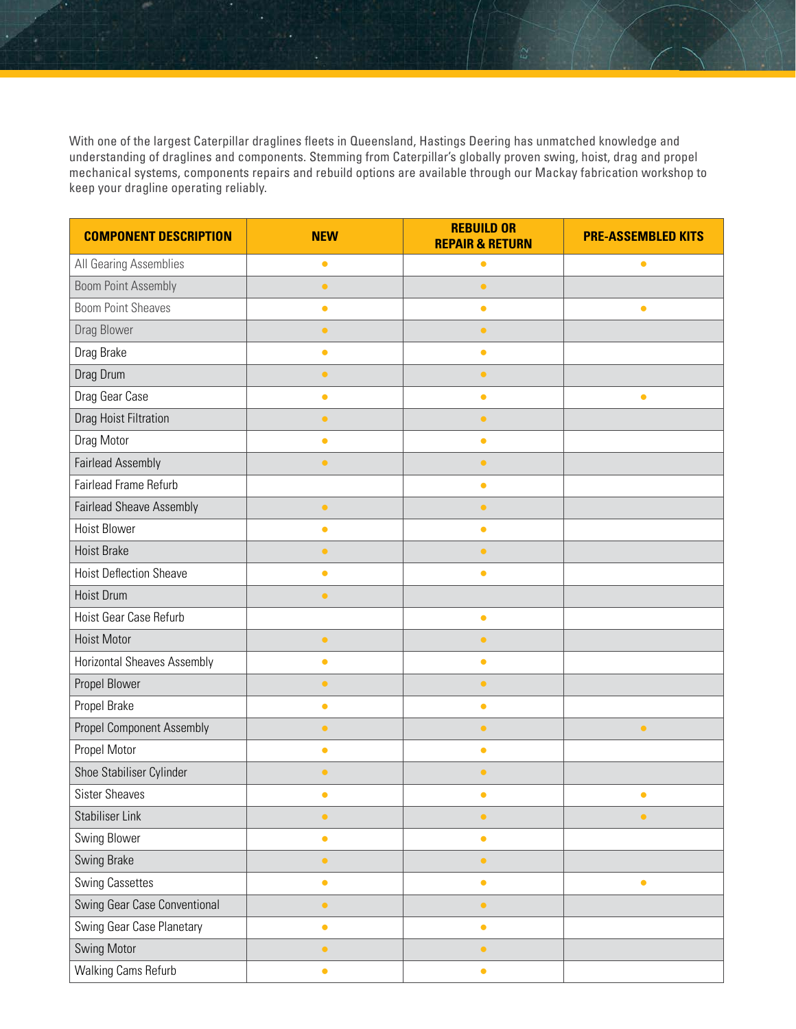With one of the largest Caterpillar draglines fleets in Queensland, Hastings Deering has unmatched knowledge and understanding of draglines and components. Stemming from Caterpillar's globally proven swing, hoist, drag and propel mechanical systems, components repairs and rebuild options are available through our Mackay fabrication workshop to keep your dragline operating reliably.

| COMPONENT DESCRIPTION | NEW | REBUILD OR REPAIR & RETURN | PRE-ASSEMBLED KITS |
|---|---|---|---|
| All Gearing Assemblies | ● | ● | ● |
| Boom Point Assembly | ● | ● | |
| Boom Point Sheaves | ● | ● | ● |
| Drag Blower | ● | ● | |
| Drag Brake | ● | ● | |
| Drag Drum | ● | ● | |
| Drag Gear Case | ● | ● | ● |
| Drag Hoist Filtration | ● | ● | |
| Drag Motor | ● | ● | |
| Fairlead Assembly | ● | ● | |
| Fairlead Frame Refurb | | ● | |
| Fairlead Sheave Assembly | ● | ● | |
| Hoist Blower | ● | ● | |
| Hoist Brake | ● | ● | |
| Hoist Deflection Sheave | ● | ● | |
| Hoist Drum | ● | | |
| Hoist Gear Case Refurb | | ● | |
| Hoist Motor | ● | ● | |
| Horizontal Sheaves Assembly | ● | ● | |
| Propel Blower | ● | ● | |
| Propel Brake | ● | ● | |
| Propel Component Assembly | ● | ● | ● |
| Propel Motor | ● | ● | |
| Shoe Stabiliser Cylinder | ● | ● | |
| Sister Sheaves | ● | ● | ● |
| Stabiliser Link | ● | ● | ● |
| Swing Blower | ● | ● | |
| Swing Brake | ● | ● | |
| Swing Cassettes | ● | ● | ● |
| Swing Gear Case Conventional | ● | ● | |
| Swing Gear Case Planetary | ● | ● | |
| Swing Motor | ● | ● | |
| Walking Cams Refurb | ● | ● | |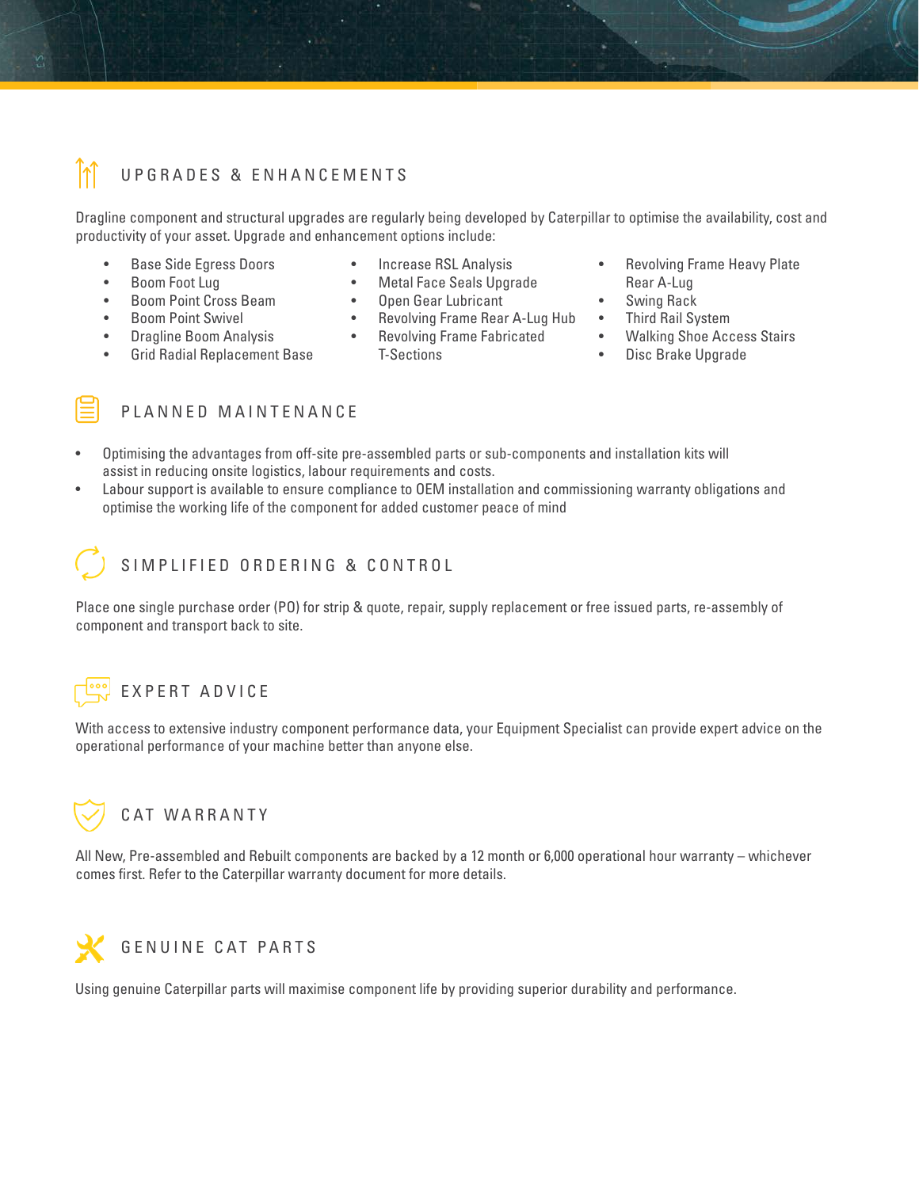## UPGRADES & ENHANCEMENTS

Dragline component and structural upgrades are regularly being developed by Caterpillar to optimise the availability, cost and productivity of your asset. Upgrade and enhancement options include:

- Base Side Egress Doors
- Boom Foot Lug
- Boom Point Cross Beam
- Boom Point Swivel
- Dragline Boom Analysis
- Grid Radial Replacement Base
- Increase RSL Analysis
- Metal Face Seals Upgrade
- Open Gear Lubricant
- Revolving Frame Rear A-Lug Hub
- Revolving Frame Fabricated T-Sections
- Revolving Frame Heavy Plate Rear A-Lug
- Swing Rack
- Third Rail System
- Walking Shoe Access Stairs
- Disc Brake Upgrade

## PLANNED MAINTENANCE

- Optimising the advantages from off-site pre-assembled parts or sub-components and installation kits will assist in reducing onsite logistics, labour requirements and costs.
- Labour support is available to ensure compliance to OEM installation and commissioning warranty obligations and optimise the working life of the component for added customer peace of mind

## SIMPLIFIED ORDERING & CONTROL

Place one single purchase order (PO) for strip & quote, repair, supply replacement or free issued parts, re-assembly of component and transport back to site.

## EXPERT ADVICE

With access to extensive industry component performance data, your Equipment Specialist can provide expert advice on the operational performance of your machine better than anyone else.

## CAT WARRANTY

All New, Pre-assembled and Rebuilt components are backed by a 12 month or 6,000 operational hour warranty – whichever comes first. Refer to the Caterpillar warranty document for more details.

## GENUINE CAT PARTS

Using genuine Caterpillar parts will maximise component life by providing superior durability and performance.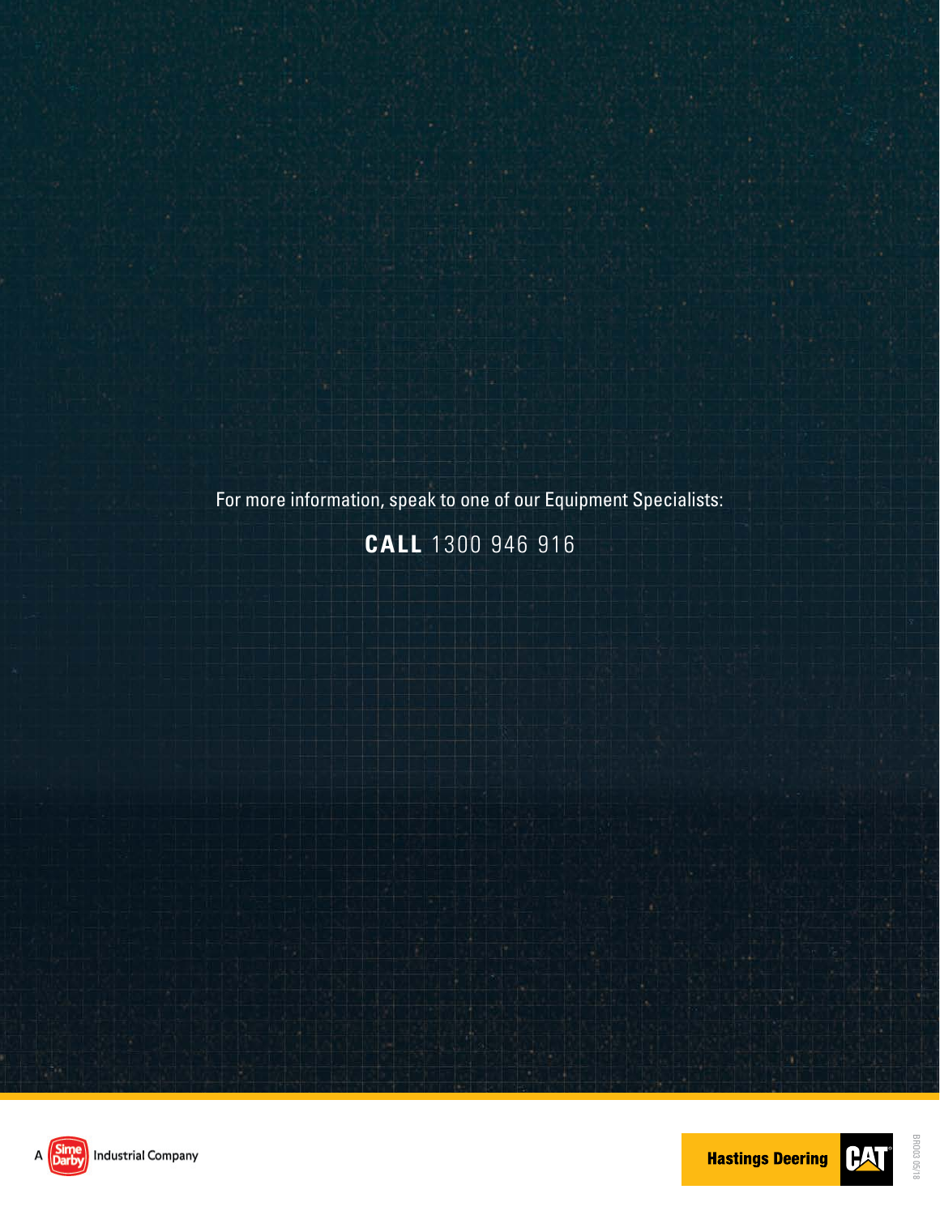For more information, speak to one of our Equipment Specialists:

**CALL** 1300 946 916

A Sime Darby Industrial Company

Hastings Deering CAT

BRO03 05/18